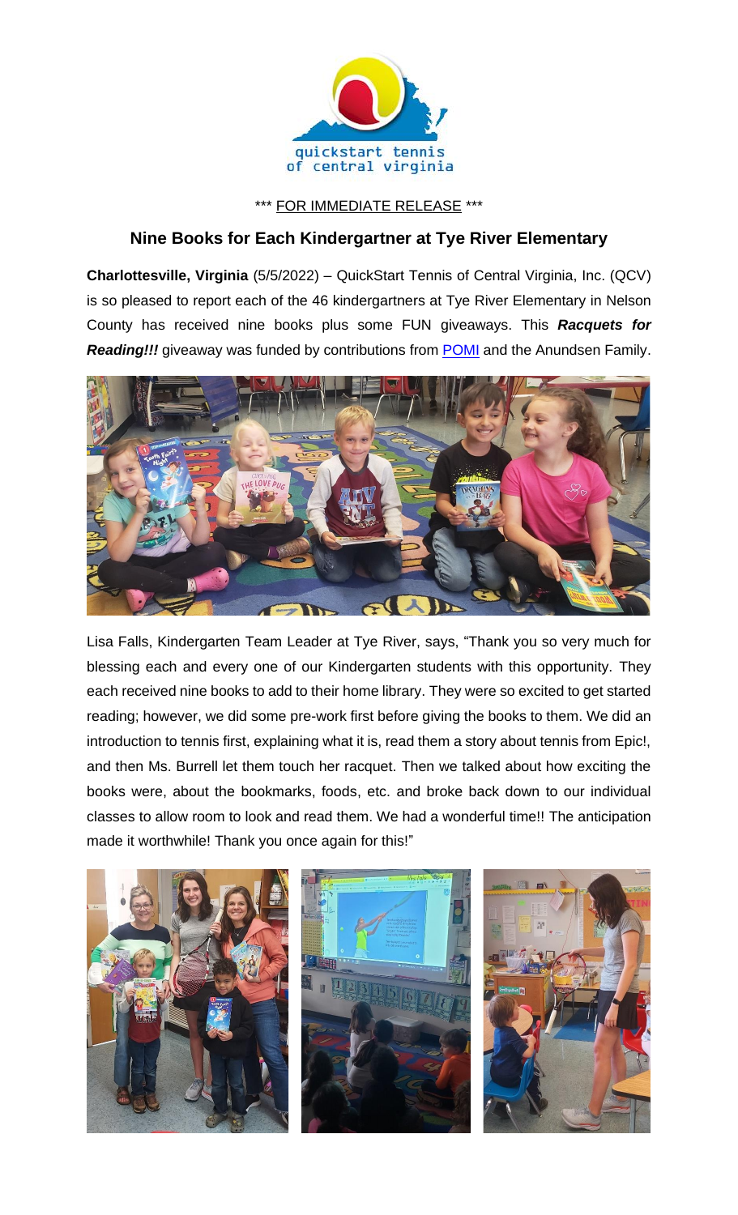\*\*\* FOR IMMEDIATE RELEASE \*\*\*

## Nine Books for Each Kindergartner at Tye River Elementary

**Charlottesville, Virginia** (5/5/2022) – QuickStart Tennis of Central Virginia, Inc. (QCV) is so pleased to report each of the 46 kindergartners at Tye River Elementary in Nelson County has received nine books plus some FUN giveaways. This ***Racquets for Reading!!!*** giveaway was funded by contributions from POMI and the Anundsen Family.

Lisa Falls, Kindergarten Team Leader at Tye River, says, "Thank you so very much for blessing each and every one of our Kindergarten students with this opportunity. They each received nine books to add to their home library. They were so excited to get started reading; however, we did some pre-work first before giving the books to them. We did an introduction to tennis first, explaining what it is, read them a story about tennis from Epic!, and then Ms. Burrell let them touch her racquet. Then we talked about how exciting the books were, about the bookmarks, foods, etc. and broke back down to our individual classes to allow room to look and read them. We had a wonderful time!! The anticipation made it worthwhile! Thank you once again for this!"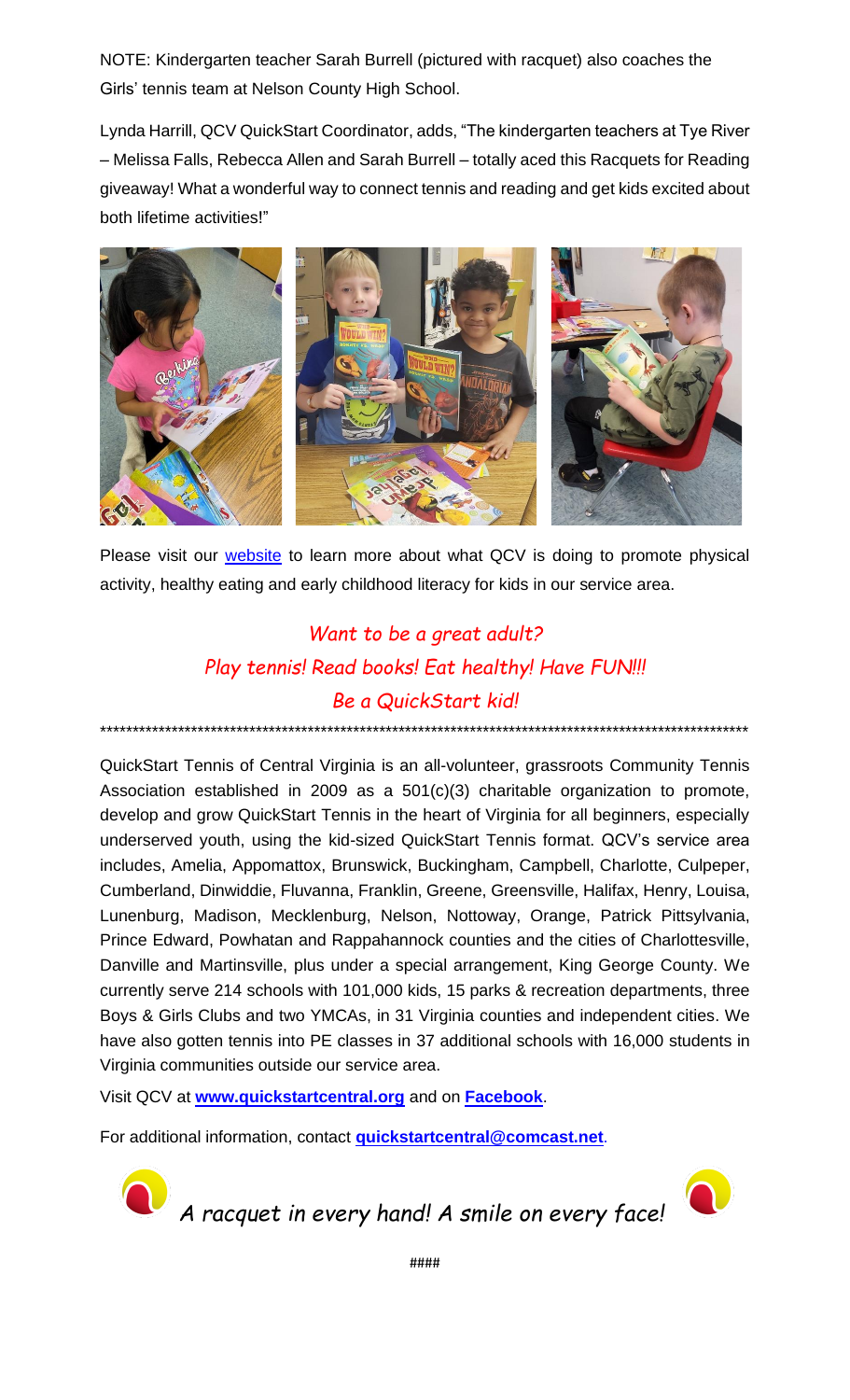NOTE: Kindergarten teacher Sarah Burrell (pictured with racquet) also coaches the Girls' tennis team at Nelson County High School.

Lynda Harrill, QCV QuickStart Coordinator, adds, "The kindergarten teachers at Tye River – Melissa Falls, Rebecca Allen and Sarah Burrell – totally aced this Racquets for Reading giveaway! What a wonderful way to connect tennis and reading and get kids excited about both lifetime activities!"

Please visit our website to learn more about what QCV is doing to promote physical activity, healthy eating and early childhood literacy for kids in our service area.

*Want to be a great adult?*
*Play tennis! Read books! Eat healthy! Have FUN!!!*
*Be a QuickStart kid!*

****************************************************************************************************

QuickStart Tennis of Central Virginia is an all-volunteer, grassroots Community Tennis Association established in 2009 as a 501(c)(3) charitable organization to promote, develop and grow QuickStart Tennis in the heart of Virginia for all beginners, especially underserved youth, using the kid-sized QuickStart Tennis format. QCV's service area includes, Amelia, Appomattox, Brunswick, Buckingham, Campbell, Charlotte, Culpeper, Cumberland, Dinwiddie, Fluvanna, Franklin, Greene, Greensville, Halifax, Henry, Louisa, Lunenburg, Madison, Mecklenburg, Nelson, Nottoway, Orange, Patrick Pittsylvania, Prince Edward, Powhatan and Rappahannock counties and the cities of Charlottesville, Danville and Martinsville, plus under a special arrangement, King George County. We currently serve 214 schools with 101,000 kids, 15 parks & recreation departments, three Boys & Girls Clubs and two YMCAs, in 31 Virginia counties and independent cities. We have also gotten tennis into PE classes in 37 additional schools with 16,000 students in Virginia communities outside our service area.

Visit QCV at **www.quickstartcentral.org** and on **Facebook**.

For additional information, contact **quickstartcentral@comcast.net**.

*A racquet in every hand! A smile on every face!*

####